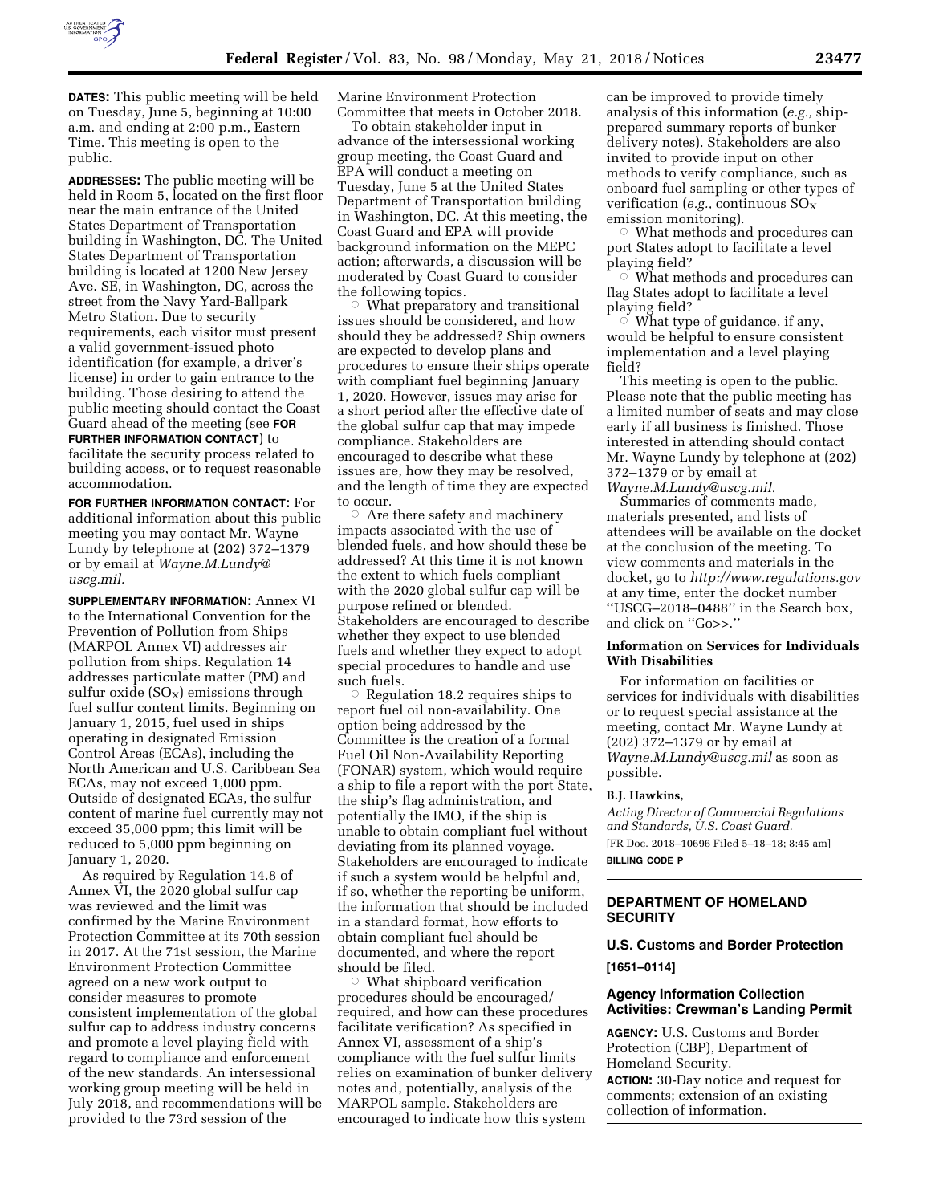**DATES:** This public meeting will be held on Tuesday, June 5, beginning at 10:00 a.m. and ending at 2:00 p.m., Eastern Time. This meeting is open to the public.

**ADDRESSES:** The public meeting will be held in Room 5, located on the first floor near the main entrance of the United States Department of Transportation building in Washington, DC. The United States Department of Transportation building is located at 1200 New Jersey Ave. SE, in Washington, DC, across the street from the Navy Yard-Ballpark Metro Station. Due to security requirements, each visitor must present a valid government-issued photo identification (for example, a driver's license) in order to gain entrance to the building. Those desiring to attend the public meeting should contact the Coast Guard ahead of the meeting (see **FOR FURTHER INFORMATION CONTACT**) to facilitate the security process related to building access, or to request reasonable accommodation.

**FOR FURTHER INFORMATION CONTACT:** For additional information about this public meeting you may contact Mr. Wayne Lundy by telephone at (202) 372–1379 or by email at *Wayne.M.Lundy@uscg.mil.*

**SUPPLEMENTARY INFORMATION:** Annex VI to the International Convention for the Prevention of Pollution from Ships (MARPOL Annex VI) addresses air pollution from ships. Regulation 14 addresses particulate matter (PM) and sulfur oxide ($SO_X$) emissions through fuel sulfur content limits. Beginning on January 1, 2015, fuel used in ships operating in designated Emission Control Areas (ECAs), including the North American and U.S. Caribbean Sea ECAs, may not exceed 1,000 ppm. Outside of designated ECAs, the sulfur content of marine fuel currently may not exceed 35,000 ppm; this limit will be reduced to 5,000 ppm beginning on January 1, 2020.

As required by Regulation 14.8 of Annex VI, the 2020 global sulfur cap was reviewed and the limit was confirmed by the Marine Environment Protection Committee at its 70th session in 2017. At the 71st session, the Marine Environment Protection Committee agreed on a new work output to consider measures to promote consistent implementation of the global sulfur cap to address industry concerns and promote a level playing field with regard to compliance and enforcement of the new standards. An intersessional working group meeting will be held in July 2018, and recommendations will be provided to the 73rd session of the Marine Environment Protection Committee that meets in October 2018.

To obtain stakeholder input in advance of the intersessional working group meeting, the Coast Guard and EPA will conduct a meeting on Tuesday, June 5 at the United States Department of Transportation building in Washington, DC. At this meeting, the Coast Guard and EPA will provide background information on the MEPC action; afterwards, a discussion will be moderated by Coast Guard to consider the following topics.

- What preparatory and transitional issues should be considered, and how should they be addressed? Ship owners are expected to develop plans and procedures to ensure their ships operate with compliant fuel beginning January 1, 2020. However, issues may arise for a short period after the effective date of the global sulfur cap that may impede compliance. Stakeholders are encouraged to describe what these issues are, how they may be resolved, and the length of time they are expected to occur.
- Are there safety and machinery impacts associated with the use of blended fuels, and how should these be addressed? At this time it is not known the extent to which fuels compliant with the 2020 global sulfur cap will be purpose refined or blended. Stakeholders are encouraged to describe whether they expect to use blended fuels and whether they expect to adopt special procedures to handle and use such fuels.
- Regulation 18.2 requires ships to report fuel oil non-availability. One option being addressed by the Committee is the creation of a formal Fuel Oil Non-Availability Reporting (FONAR) system, which would require a ship to file a report with the port State, the ship's flag administration, and potentially the IMO, if the ship is unable to obtain compliant fuel without deviating from its planned voyage. Stakeholders are encouraged to indicate if such a system would be helpful and, if so, whether the reporting be uniform, the information that should be included in a standard format, how efforts to obtain compliant fuel should be documented, and where the report should be filed.
- What shipboard verification procedures should be encouraged/required, and how can these procedures facilitate verification? As specified in Annex VI, assessment of a ship's compliance with the fuel sulfur limits relies on examination of bunker delivery notes and, potentially, analysis of the MARPOL sample. Stakeholders are encouraged to indicate how this system can be improved to provide timely analysis of this information (*e.g.,* ship-prepared summary reports of bunker delivery notes). Stakeholders are also invited to provide input on other methods to verify compliance, such as onboard fuel sampling or other types of verification (*e.g.,* continuous $SO_X$ emission monitoring).
- What methods and procedures can port States adopt to facilitate a level playing field?
- What methods and procedures can flag States adopt to facilitate a level playing field?
- What type of guidance, if any, would be helpful to ensure consistent implementation and a level playing field?

This meeting is open to the public. Please note that the public meeting has a limited number of seats and may close early if all business is finished. Those interested in attending should contact Mr. Wayne Lundy by telephone at (202) 372–1379 or by email at *Wayne.M.Lundy@uscg.mil.*

Summaries of comments made, materials presented, and lists of attendees will be available on the docket at the conclusion of the meeting. To view comments and materials in the docket, go to *http://www.regulations.gov* at any time, enter the docket number ''USCG–2018–0488'' in the Search box, and click on ''Go>>.''

### Information on Services for Individuals With Disabilities

For information on facilities or services for individuals with disabilities or to request special assistance at the meeting, contact Mr. Wayne Lundy at (202) 372–1379 or by email at *Wayne.M.Lundy@uscg.mil* as soon as possible.

**B.J. Hawkins,**

*Acting Director of Commercial Regulations and Standards, U.S. Coast Guard.*

[FR Doc. 2018–10696 Filed 5–18–18; 8:45 am]

**BILLING CODE P**

---

## DEPARTMENT OF HOMELAND SECURITY

### U.S. Customs and Border Protection

**[1651–0114]**

### Agency Information Collection Activities: Crewman's Landing Permit

**AGENCY:** U.S. Customs and Border Protection (CBP), Department of Homeland Security.

**ACTION:** 30-Day notice and request for comments; extension of an existing collection of information.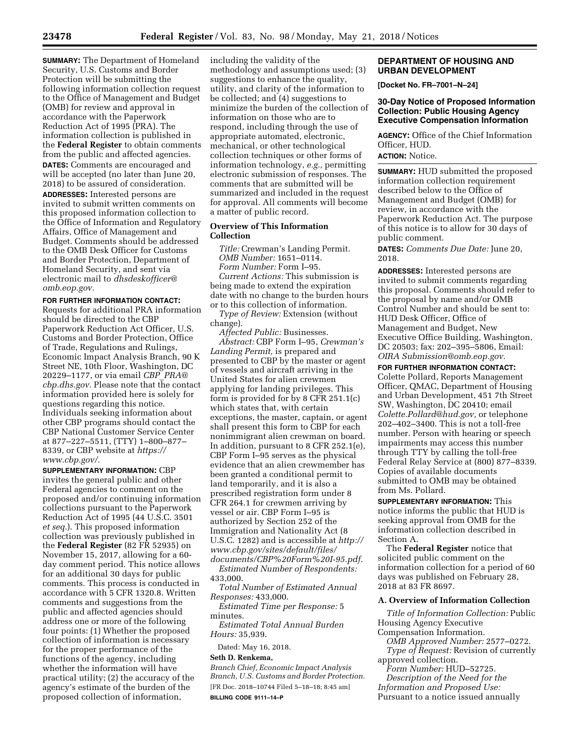**SUMMARY:** The Department of Homeland Security, U.S. Customs and Border Protection will be submitting the following information collection request to the Office of Management and Budget (OMB) for review and approval in accordance with the Paperwork Reduction Act of 1995 (PRA). The information collection is published in the **Federal Register** to obtain comments from the public and affected agencies.

**DATES:** Comments are encouraged and will be accepted (no later than June 20, 2018) to be assured of consideration.

**ADDRESSES:** Interested persons are invited to submit written comments on this proposed information collection to the Office of Information and Regulatory Affairs, Office of Management and Budget. Comments should be addressed to the OMB Desk Officer for Customs and Border Protection, Department of Homeland Security, and sent via electronic mail to *dhsdeskofficer@omb.eop.gov*.

**FOR FURTHER INFORMATION CONTACT:** Requests for additional PRA information should be directed to the CBP Paperwork Reduction Act Officer, U.S. Customs and Border Protection, Office of Trade, Regulations and Rulings, Economic Impact Analysis Branch, 90 K Street NE, 10th Floor, Washington, DC 20229–1177, or via email *CBP_PRA@cbp.dhs.gov*. Please note that the contact information provided here is solely for questions regarding this notice. Individuals seeking information about other CBP programs should contact the CBP National Customer Service Center at 877–227–5511, (TTY) 1–800–877–8339, or CBP website at *https://www.cbp.gov/*.

**SUPPLEMENTARY INFORMATION:** CBP invites the general public and other Federal agencies to comment on the proposed and/or continuing information collections pursuant to the Paperwork Reduction Act of 1995 (44 U.S.C. 3501 *et seq.*). This proposed information collection was previously published in the **Federal Register** (82 FR 52935) on November 15, 2017, allowing for a 60-day comment period. This notice allows for an additional 30 days for public comments. This process is conducted in accordance with 5 CFR 1320.8. Written comments and suggestions from the public and affected agencies should address one or more of the following four points: (1) Whether the proposed collection of information is necessary for the proper performance of the functions of the agency, including whether the information will have practical utility; (2) the accuracy of the agency's estimate of the burden of the proposed collection of information, including the validity of the methodology and assumptions used; (3) suggestions to enhance the quality, utility, and clarity of the information to be collected; and (4) suggestions to minimize the burden of the collection of information on those who are to respond, including through the use of appropriate automated, electronic, mechanical, or other technological collection techniques or other forms of information technology, *e.g.,* permitting electronic submission of responses. The comments that are submitted will be summarized and included in the request for approval. All comments will become a matter of public record.

## Overview of This Information Collection

*Title:* Crewman's Landing Permit.

*OMB Number:* 1651–0114.

*Form Number:* Form I–95.

*Current Actions:* This submission is being made to extend the expiration date with no change to the burden hours or to this collection of information.

*Type of Review:* Extension (without change).

*Affected Public:* Businesses.

*Abstract:* CBP Form I–95, *Crewman's Landing Permit,* is prepared and presented to CBP by the master or agent of vessels and aircraft arriving in the United States for alien crewmen applying for landing privileges. This form is provided for by 8 CFR 251.1(c) which states that, with certain exceptions, the master, captain, or agent shall present this form to CBP for each nonimmigrant alien crewman on board. In addition, pursuant to 8 CFR 252.1(e), CBP Form I–95 serves as the physical evidence that an alien crewmember has been granted a conditional permit to land temporarily, and it is also a prescribed registration form under 8 CFR 264.1 for crewmen arriving by vessel or air. CBP Form I–95 is authorized by Section 252 of the Immigration and Nationality Act (8 U.S.C. 1282) and is accessible at *http://www.cbp.gov/sites/default/files/documents/CBP%20Form%20I-95.pdf.*

*Estimated Number of Respondents:* 433,000.

*Total Number of Estimated Annual Responses:* 433,000.

*Estimated Time per Response:* 5 minutes.

*Estimated Total Annual Burden Hours:* 35,939.

Dated: May 16, 2018.

**Seth D. Renkema,**

*Branch Chief, Economic Impact Analysis Branch, U.S. Customs and Border Protection.*

[FR Doc. 2018–10744 Filed 5–18–18; 8:45 am]

**BILLING CODE 9111–14–P**

## DEPARTMENT OF HOUSING AND URBAN DEVELOPMENT

**[Docket No. FR–7001–N–24]**

## 30-Day Notice of Proposed Information Collection: Public Housing Agency Executive Compensation Information

**AGENCY:** Office of the Chief Information Officer, HUD.

**ACTION:** Notice.

**SUMMARY:** HUD submitted the proposed information collection requirement described below to the Office of Management and Budget (OMB) for review, in accordance with the Paperwork Reduction Act. The purpose of this notice is to allow for 30 days of public comment.

**DATES:** *Comments Due Date:* June 20, 2018.

**ADDRESSES:** Interested persons are invited to submit comments regarding this proposal. Comments should refer to the proposal by name and/or OMB Control Number and should be sent to: HUD Desk Officer, Office of Management and Budget, New Executive Office Building, Washington, DC 20503; fax: 202–395–5806, Email: *OIRA Submission@omb.eop.gov.*

**FOR FURTHER INFORMATION CONTACT:** Colette Pollard, Reports Management Officer, QMAC, Department of Housing and Urban Development, 451 7th Street SW, Washington, DC 20410; email *Colette.Pollard@hud.gov,* or telephone 202–402–3400. This is not a toll-free number. Person with hearing or speech impairments may access this number through TTY by calling the toll-free Federal Relay Service at (800) 877–8339. Copies of available documents submitted to OMB may be obtained from Ms. Pollard.

**SUPPLEMENTARY INFORMATION:** This notice informs the public that HUD is seeking approval from OMB for the information collection described in Section A.

The **Federal Register** notice that solicited public comment on the information collection for a period of 60 days was published on February 28, 2018 at 83 FR 8697.

## A. Overview of Information Collection

*Title of Information Collection:* Public Housing Agency Executive Compensation Information.

*OMB Approved Number:* 2577–0272.

*Type of Request:* Revision of currently approved collection.

*Form Number:* HUD–52725.

*Description of the Need for the Information and Proposed Use:* Pursuant to a notice issued annually